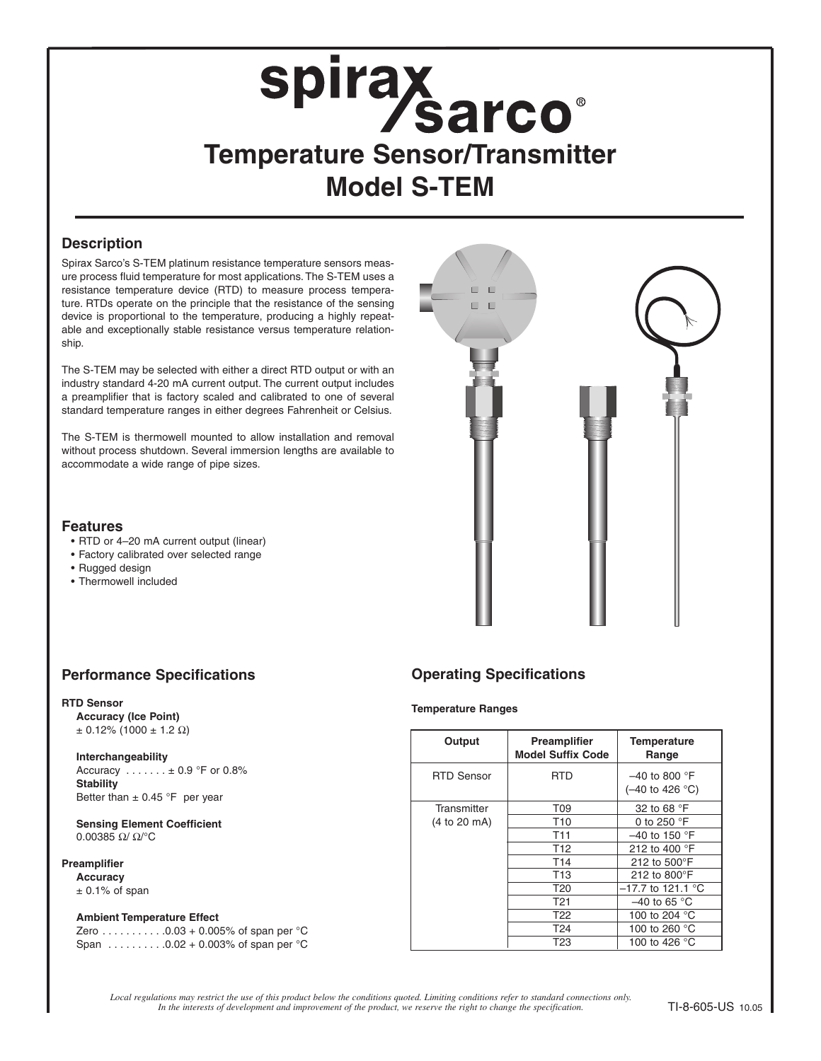# spirax sarco®

# Temperature Sensor/Transmitter
# Model S-TEM

## Description

Spirax Sarco's S-TEM platinum resistance temperature sensors measure process fluid temperature for most applications. The S-TEM uses a resistance temperature device (RTD) to measure process temperature. RTDs operate on the principle that the resistance of the sensing device is proportional to the temperature, producing a highly repeatable and exceptionally stable resistance versus temperature relationship.

The S-TEM may be selected with either a direct RTD output or with an industry standard 4-20 mA current output. The current output includes a preamplifier that is factory scaled and calibrated to one of several standard temperature ranges in either degrees Fahrenheit or Celsius.

The S-TEM is thermowell mounted to allow installation and removal without process shutdown. Several immersion lengths are available to accommodate a wide range of pipe sizes.

## Features

- RTD or 4–20 mA current output (linear)
- Factory calibrated over selected range
- Rugged design
- Thermowell included

## Performance Specifications

**RTD Sensor**

**Accuracy (Ice Point)**
± 0.12% (1000 ± 1.2 Ω)

**Interchangeability**
Accuracy . . . . . . . ± 0.9 °F or 0.8%

**Stability**
Better than ± 0.45 °F per year

**Sensing Element Coefficient**
0.00385 Ω/ Ω/°C

**Preamplifier**

**Accuracy**
± 0.1% of span

**Ambient Temperature Effect**
Zero . . . . . . . . . . .0.03 + 0.005% of span per °C
Span . . . . . . . . . .0.02 + 0.003% of span per °C

## Operating Specifications

**Temperature Ranges**

| Output | Preamplifier Model Suffix Code | Temperature Range |
|---|---|---|
| RTD Sensor | RTD | –40 to 800 °F (–40 to 426 °C) |
| Transmitter (4 to 20 mA) | T09 | 32 to 68 °F |
| | T10 | 0 to 250 °F |
| | T11 | –40 to 150 °F |
| | T12 | 212 to 400 °F |
| | T14 | 212 to 500°F |
| | T13 | 212 to 800°F |
| | T20 | –17.7 to 121.1 °C |
| | T21 | –40 to 65 °C |
| | T22 | 100 to 204 °C |
| | T24 | 100 to 260 °C |
| | T23 | 100 to 426 °C |

*Local regulations may restrict the use of this product below the conditions quoted. Limiting conditions refer to standard connections only. In the interests of development and improvement of the product, we reserve the right to change the specification.*

TI-8-605-US 10.05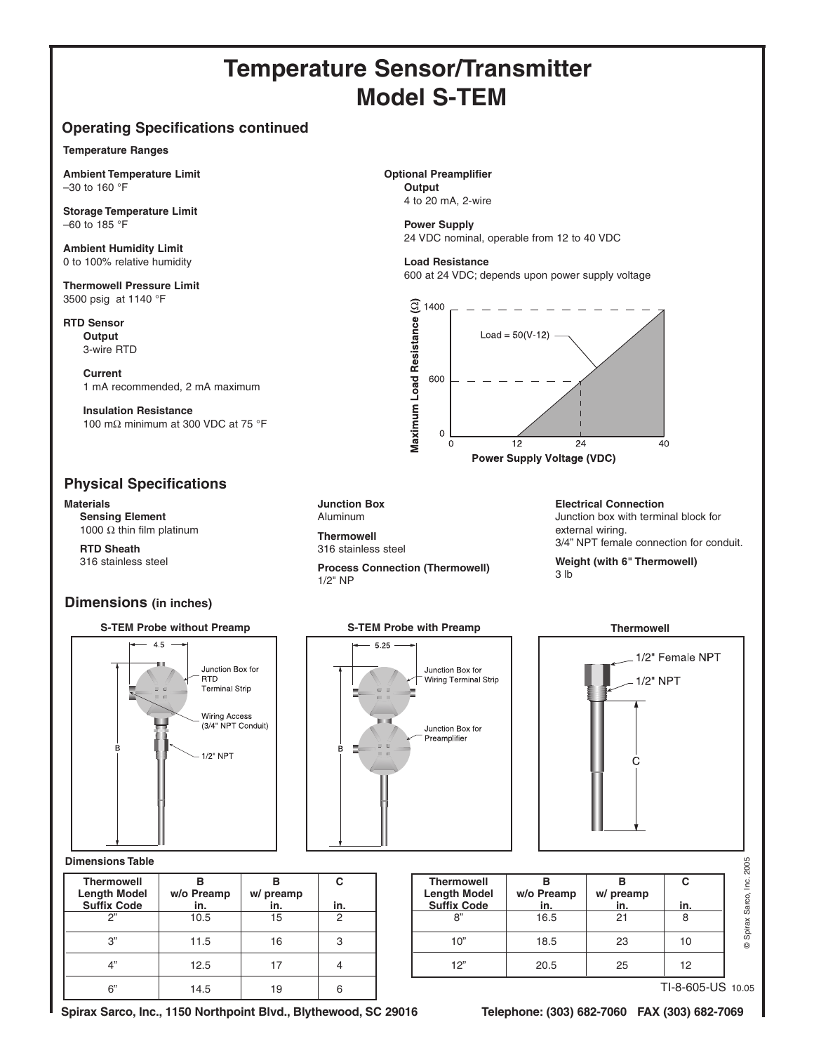# Temperature Sensor/Transmitter Model S-TEM

## Operating Specifications continued

**Temperature Ranges**

**Ambient Temperature Limit**
–30 to 160 °F

**Storage Temperature Limit**
–60 to 185 °F

**Ambient Humidity Limit**
0 to 100% relative humidity

**Thermowell Pressure Limit**
3500 psig at 1140 °F

**RTD Sensor**

**Output**
3-wire RTD

**Current**
1 mA recommended, 2 mA maximum

**Insulation Resistance**
100 mΩ minimum at 300 VDC at 75 °F

**Optional Preamplifier**

**Output**
4 to 20 mA, 2-wire

**Power Supply**
24 VDC nominal, operable from 12 to 40 VDC

**Load Resistance**
600 at 24 VDC; depends upon power supply voltage

Maximum Load Resistance (Ω) vs. Power Supply Voltage (VDC): Load = 50(V-12)

## Physical Specifications

**Materials**

**Sensing Element**
1000 Ω thin film platinum

**RTD Sheath**
316 stainless steel

**Junction Box**
Aluminum

**Thermowell**
316 stainless steel

**Process Connection (Thermowell)**
1/2" NP

**Electrical Connection**
Junction box with terminal block for external wiring.
3/4" NPT female connection for conduit.

**Weight (with 6" Thermowell)**
3 lb

## Dimensions (in inches)

**S-TEM Probe without Preamp**

4.5; Junction Box for RTD Terminal Strip; Wiring Access (3/4" NPT Conduit); 1/2" NPT; B

**S-TEM Probe with Preamp**

5.25; Junction Box for Wiring Terminal Strip; Junction Box for Preamplifier; B

**Thermowell**

1/2" Female NPT; 1/2" NPT; C

**Dimensions Table**

| Thermowell Length Model Suffix Code | B w/o Preamp in. | B w/ preamp in. | C in. |
|---|---|---|---|
| 2" | 10.5 | 15 | 2 |
| 3" | 11.5 | 16 | 3 |
| 4" | 12.5 | 17 | 4 |
| 6" | 14.5 | 19 | 6 |
| 8" | 16.5 | 21 | 8 |
| 10" | 18.5 | 23 | 10 |
| 12" | 20.5 | 25 | 12 |

TI-8-605-US 10.05

© Spirax Sarco, Inc. 2005

Spirax Sarco, Inc., 1150 Northpoint Blvd., Blythewood, SC 29016 Telephone: (303) 682-7060 FAX (303) 682-7069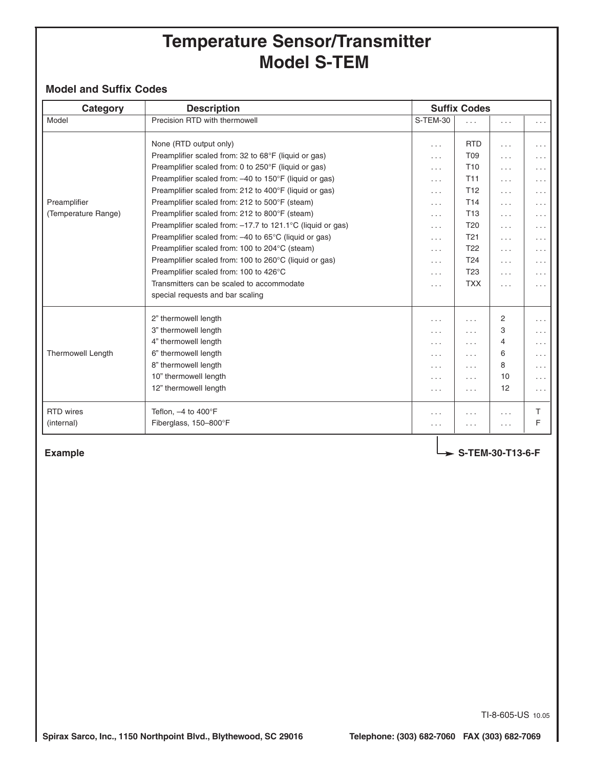# Temperature Sensor/Transmitter Model S-TEM

### Model and Suffix Codes

| Category | Description | Suffix Codes | | | |
|---|---|---|---|---|---|
| Model | Precision RTD with thermowell | S-TEM-30 | . . . | . . . | . . . |
| Preamplifier (Temperature Range) | None (RTD output only) | . . . | RTD | . . . | . . . |
| | Preamplifier scaled from: 32 to 68°F (liquid or gas) | . . . | T09 | . . . | . . . |
| | Preamplifier scaled from: 0 to 250°F (liquid or gas) | . . . | T10 | . . . | . . . |
| | Preamplifier scaled from: –40 to 150°F (liquid or gas) | . . . | T11 | . . . | . . . |
| | Preamplifier scaled from: 212 to 400°F (liquid or gas) | . . . | T12 | . . . | . . . |
| | Preamplifier scaled from: 212 to 500°F (steam) | . . . | T14 | . . . | . . . |
| | Preamplifier scaled from: 212 to 800°F (steam) | . . . | T13 | . . . | . . . |
| | Preamplifier scaled from: –17.7 to 121.1°C (liquid or gas) | . . . | T20 | . . . | . . . |
| | Preamplifier scaled from: –40 to 65°C (liquid or gas) | . . . | T21 | . . . | . . . |
| | Preamplifier scaled from: 100 to 204°C (steam) | . . . | T22 | . . . | . . . |
| | Preamplifier scaled from: 100 to 260°C (liquid or gas) | . . . | T24 | . . . | . . . |
| | Preamplifier scaled from: 100 to 426°C | . . . | T23 | . . . | . . . |
| | Transmitters can be scaled to accommodate special requests and bar scaling | . . . | TXX | . . . | . . . |
| Thermowell Length | 2" thermowell length | . . . | . . . | 2 | . . . |
| | 3" thermowell length | . . . | . . . | 3 | . . . |
| | 4" thermowell length | . . . | . . . | 4 | . . . |
| | 6" thermowell length | . . . | . . . | 6 | . . . |
| | 8" thermowell length | . . . | . . . | 8 | . . . |
| | 10" thermowell length | . . . | . . . | 10 | . . . |
| | 12" thermowell length | . . . | . . . | 12 | . . . |
| RTD wires (internal) | Teflon, –4 to 400°F | . . . | . . . | . . . | T |
| | Fiberglass, 150–800°F | . . . | . . . | . . . | F |

**Example** **S-TEM-30-T13-6-F**

TI-8-605-US 10.05

**Spirax Sarco, Inc., 1150 Northpoint Blvd., Blythewood, SC 29016** **Telephone: (303) 682-7060 FAX (303) 682-7069**